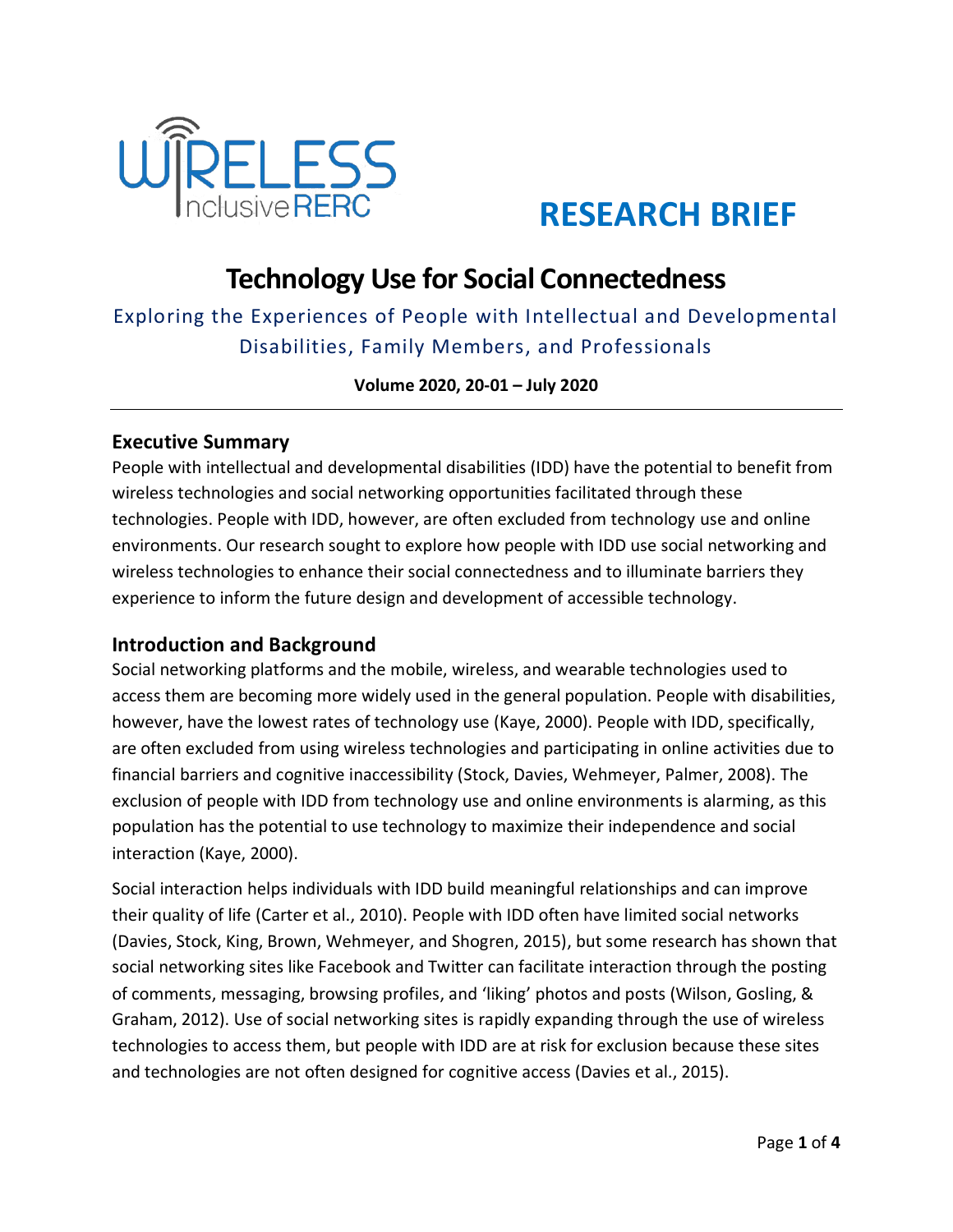WIRELESS Inclusive RERC

# RESEARCH BRIEF

## Technology Use for Social Connectedness

### Exploring the Experiences of People with Intellectual and Developmental Disabilities, Family Members, and Professionals

**Volume 2020, 20-01 – July 2020**

---

### Executive Summary

People with intellectual and developmental disabilities (IDD) have the potential to benefit from wireless technologies and social networking opportunities facilitated through these technologies. People with IDD, however, are often excluded from technology use and online environments. Our research sought to explore how people with IDD use social networking and wireless technologies to enhance their social connectedness and to illuminate barriers they experience to inform the future design and development of accessible technology.

### Introduction and Background

Social networking platforms and the mobile, wireless, and wearable technologies used to access them are becoming more widely used in the general population. People with disabilities, however, have the lowest rates of technology use (Kaye, 2000). People with IDD, specifically, are often excluded from using wireless technologies and participating in online activities due to financial barriers and cognitive inaccessibility (Stock, Davies, Wehmeyer, Palmer, 2008). The exclusion of people with IDD from technology use and online environments is alarming, as this population has the potential to use technology to maximize their independence and social interaction (Kaye, 2000).

Social interaction helps individuals with IDD build meaningful relationships and can improve their quality of life (Carter et al., 2010). People with IDD often have limited social networks (Davies, Stock, King, Brown, Wehmeyer, and Shogren, 2015), but some research has shown that social networking sites like Facebook and Twitter can facilitate interaction through the posting of comments, messaging, browsing profiles, and 'liking' photos and posts (Wilson, Gosling, & Graham, 2012). Use of social networking sites is rapidly expanding through the use of wireless technologies to access them, but people with IDD are at risk for exclusion because these sites and technologies are not often designed for cognitive access (Davies et al., 2015).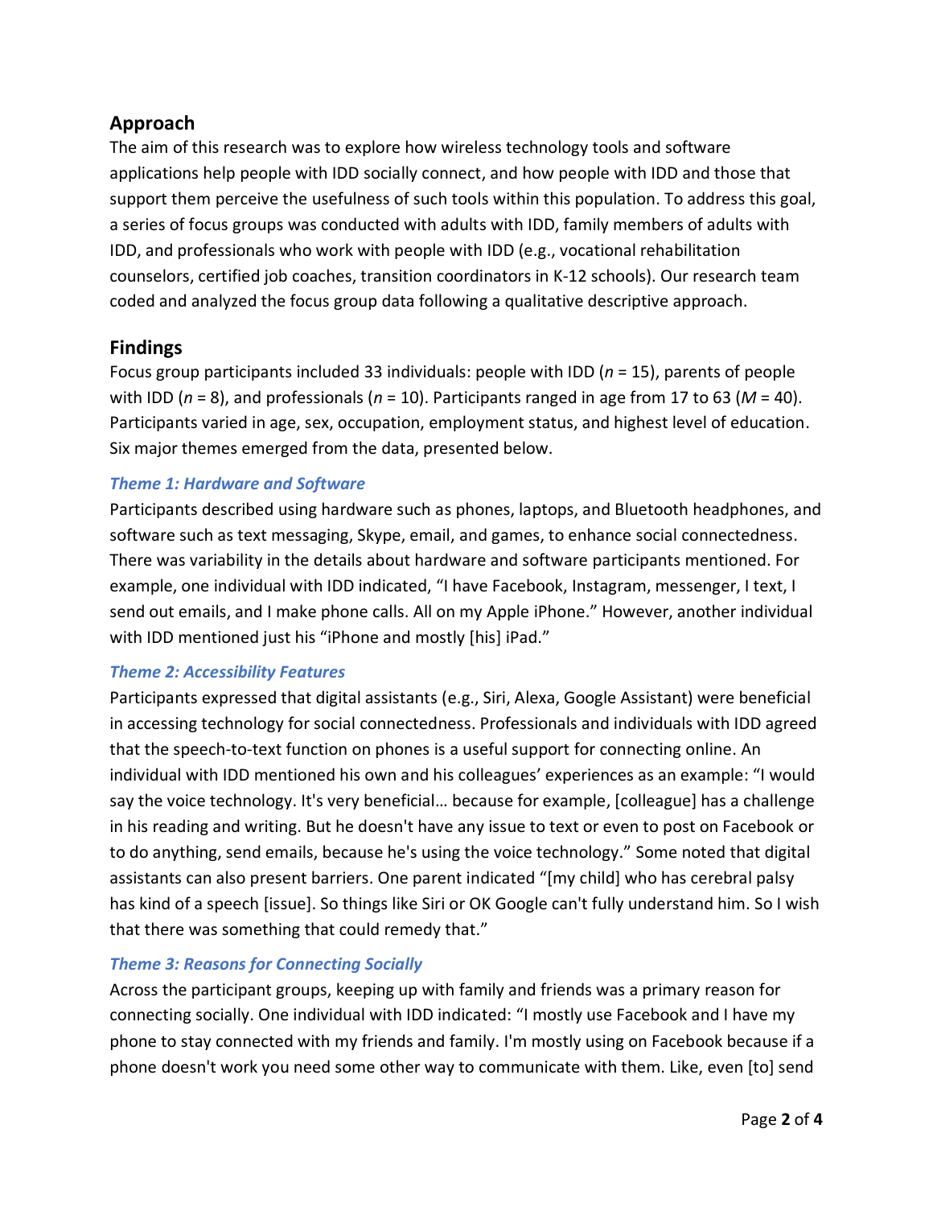## Approach

The aim of this research was to explore how wireless technology tools and software applications help people with IDD socially connect, and how people with IDD and those that support them perceive the usefulness of such tools within this population. To address this goal, a series of focus groups was conducted with adults with IDD, family members of adults with IDD, and professionals who work with people with IDD (e.g., vocational rehabilitation counselors, certified job coaches, transition coordinators in K-12 schools). Our research team coded and analyzed the focus group data following a qualitative descriptive approach.

## Findings

Focus group participants included 33 individuals: people with IDD ($n$ = 15), parents of people with IDD ($n$ = 8), and professionals ($n$ = 10). Participants ranged in age from 17 to 63 ($M$ = 40). Participants varied in age, sex, occupation, employment status, and highest level of education. Six major themes emerged from the data, presented below.

### *Theme 1: Hardware and Software*

Participants described using hardware such as phones, laptops, and Bluetooth headphones, and software such as text messaging, Skype, email, and games, to enhance social connectedness. There was variability in the details about hardware and software participants mentioned. For example, one individual with IDD indicated, "I have Facebook, Instagram, messenger, I text, I send out emails, and I make phone calls. All on my Apple iPhone." However, another individual with IDD mentioned just his "iPhone and mostly [his] iPad."

### *Theme 2: Accessibility Features*

Participants expressed that digital assistants (e.g., Siri, Alexa, Google Assistant) were beneficial in accessing technology for social connectedness. Professionals and individuals with IDD agreed that the speech-to-text function on phones is a useful support for connecting online. An individual with IDD mentioned his own and his colleagues' experiences as an example: "I would say the voice technology. It's very beneficial… because for example, [colleague] has a challenge in his reading and writing. But he doesn't have any issue to text or even to post on Facebook or to do anything, send emails, because he's using the voice technology." Some noted that digital assistants can also present barriers. One parent indicated "[my child] who has cerebral palsy has kind of a speech [issue]. So things like Siri or OK Google can't fully understand him. So I wish that there was something that could remedy that."

### *Theme 3: Reasons for Connecting Socially*

Across the participant groups, keeping up with family and friends was a primary reason for connecting socially. One individual with IDD indicated: "I mostly use Facebook and I have my phone to stay connected with my friends and family. I'm mostly using on Facebook because if a phone doesn't work you need some other way to communicate with them. Like, even [to] send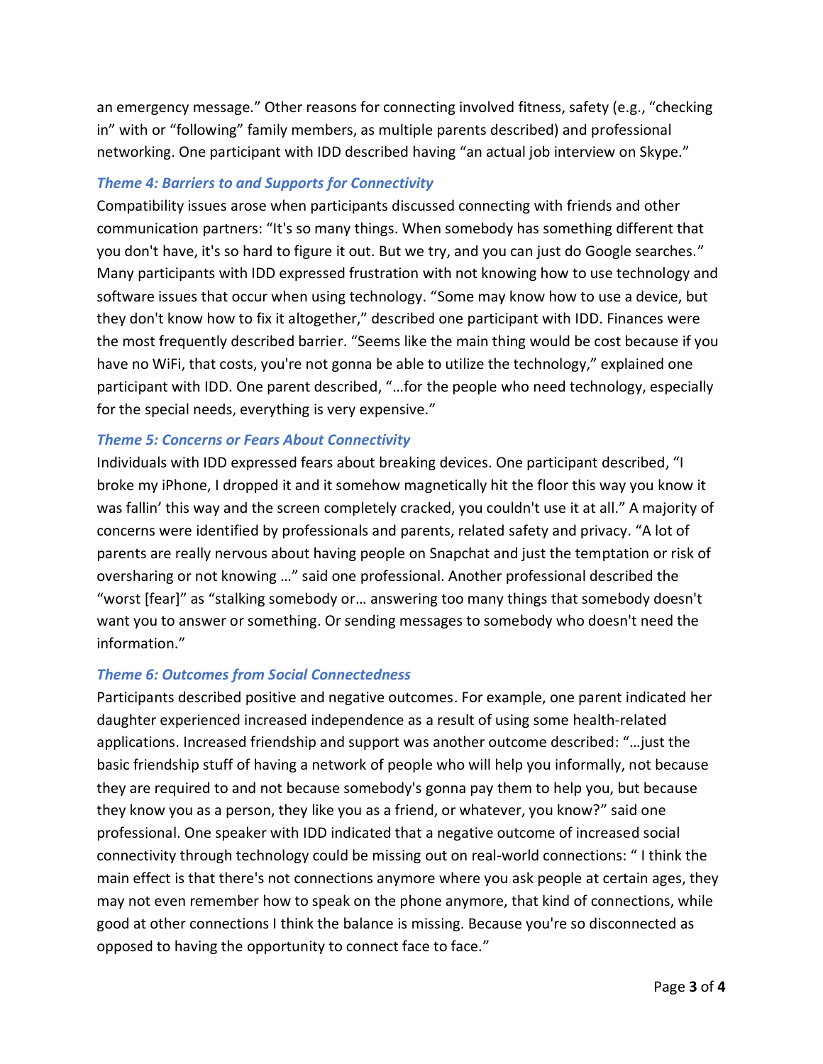an emergency message." Other reasons for connecting involved fitness, safety (e.g., "checking in" with or "following" family members, as multiple parents described) and professional networking. One participant with IDD described having "an actual job interview on Skype."

### *Theme 4: Barriers to and Supports for Connectivity*

Compatibility issues arose when participants discussed connecting with friends and other communication partners: "It's so many things. When somebody has something different that you don't have, it's so hard to figure it out. But we try, and you can just do Google searches." Many participants with IDD expressed frustration with not knowing how to use technology and software issues that occur when using technology. "Some may know how to use a device, but they don't know how to fix it altogether," described one participant with IDD. Finances were the most frequently described barrier. "Seems like the main thing would be cost because if you have no WiFi, that costs, you're not gonna be able to utilize the technology," explained one participant with IDD. One parent described, "…for the people who need technology, especially for the special needs, everything is very expensive."

### *Theme 5: Concerns or Fears About Connectivity*

Individuals with IDD expressed fears about breaking devices. One participant described, "I broke my iPhone, I dropped it and it somehow magnetically hit the floor this way you know it was fallin' this way and the screen completely cracked, you couldn't use it at all." A majority of concerns were identified by professionals and parents, related safety and privacy. "A lot of parents are really nervous about having people on Snapchat and just the temptation or risk of oversharing or not knowing …" said one professional. Another professional described the "worst [fear]" as "stalking somebody or… answering too many things that somebody doesn't want you to answer or something. Or sending messages to somebody who doesn't need the information."

### *Theme 6: Outcomes from Social Connectedness*

Participants described positive and negative outcomes. For example, one parent indicated her daughter experienced increased independence as a result of using some health-related applications. Increased friendship and support was another outcome described: "…just the basic friendship stuff of having a network of people who will help you informally, not because they are required to and not because somebody's gonna pay them to help you, but because they know you as a person, they like you as a friend, or whatever, you know?" said one professional. One speaker with IDD indicated that a negative outcome of increased social connectivity through technology could be missing out on real-world connections: " I think the main effect is that there's not connections anymore where you ask people at certain ages, they may not even remember how to speak on the phone anymore, that kind of connections, while good at other connections I think the balance is missing. Because you're so disconnected as opposed to having the opportunity to connect face to face."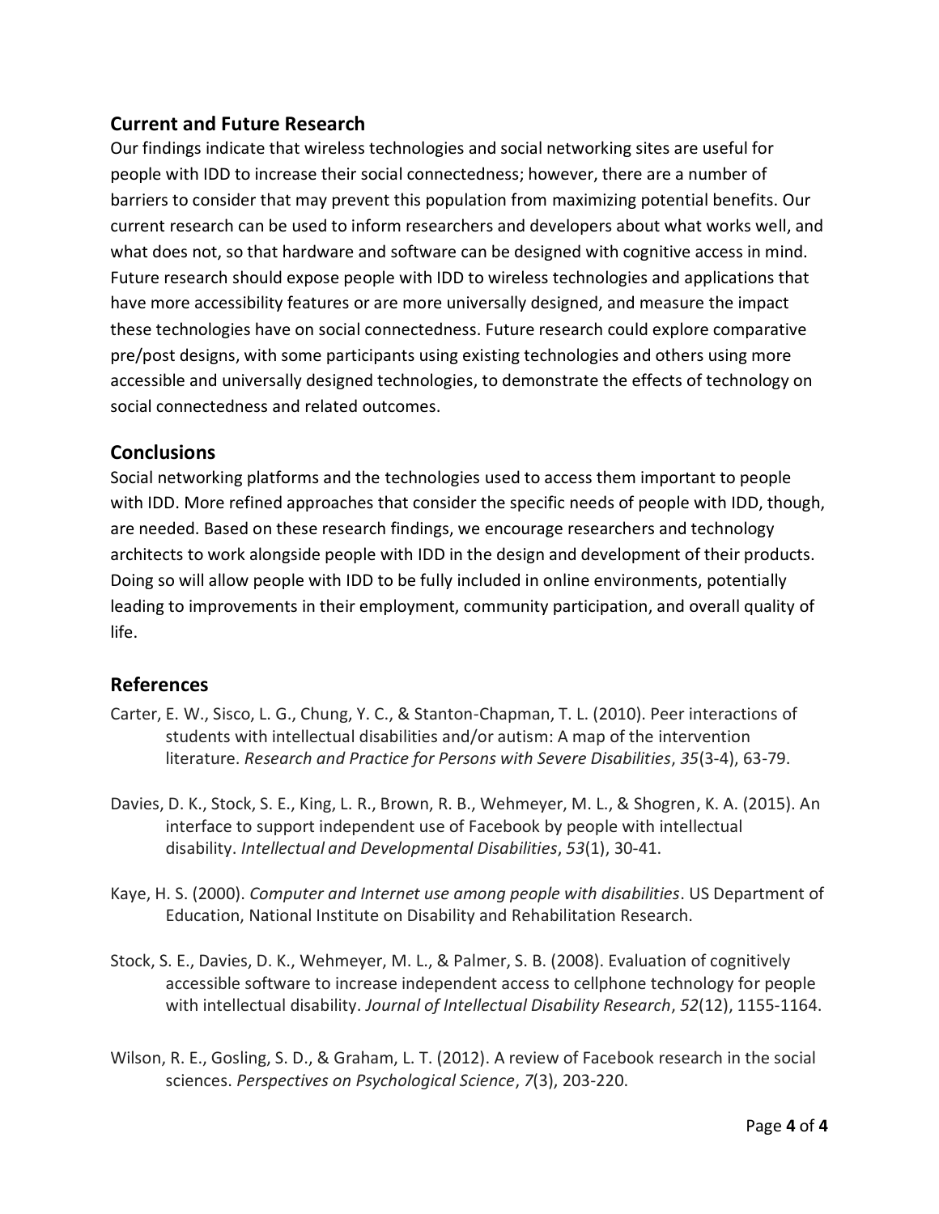## Current and Future Research

Our findings indicate that wireless technologies and social networking sites are useful for people with IDD to increase their social connectedness; however, there are a number of barriers to consider that may prevent this population from maximizing potential benefits. Our current research can be used to inform researchers and developers about what works well, and what does not, so that hardware and software can be designed with cognitive access in mind. Future research should expose people with IDD to wireless technologies and applications that have more accessibility features or are more universally designed, and measure the impact these technologies have on social connectedness. Future research could explore comparative pre/post designs, with some participants using existing technologies and others using more accessible and universally designed technologies, to demonstrate the effects of technology on social connectedness and related outcomes.

## Conclusions

Social networking platforms and the technologies used to access them important to people with IDD. More refined approaches that consider the specific needs of people with IDD, though, are needed. Based on these research findings, we encourage researchers and technology architects to work alongside people with IDD in the design and development of their products. Doing so will allow people with IDD to be fully included in online environments, potentially leading to improvements in their employment, community participation, and overall quality of life.

## References

Carter, E. W., Sisco, L. G., Chung, Y. C., & Stanton-Chapman, T. L. (2010). Peer interactions of students with intellectual disabilities and/or autism: A map of the intervention literature. *Research and Practice for Persons with Severe Disabilities*, *35*(3-4), 63-79.

Davies, D. K., Stock, S. E., King, L. R., Brown, R. B., Wehmeyer, M. L., & Shogren, K. A. (2015). An interface to support independent use of Facebook by people with intellectual disability. *Intellectual and Developmental Disabilities*, *53*(1), 30-41.

Kaye, H. S. (2000). *Computer and Internet use among people with disabilities*. US Department of Education, National Institute on Disability and Rehabilitation Research.

Stock, S. E., Davies, D. K., Wehmeyer, M. L., & Palmer, S. B. (2008). Evaluation of cognitively accessible software to increase independent access to cellphone technology for people with intellectual disability. *Journal of Intellectual Disability Research*, *52*(12), 1155-1164.

Wilson, R. E., Gosling, S. D., & Graham, L. T. (2012). A review of Facebook research in the social sciences. *Perspectives on Psychological Science*, *7*(3), 203-220.